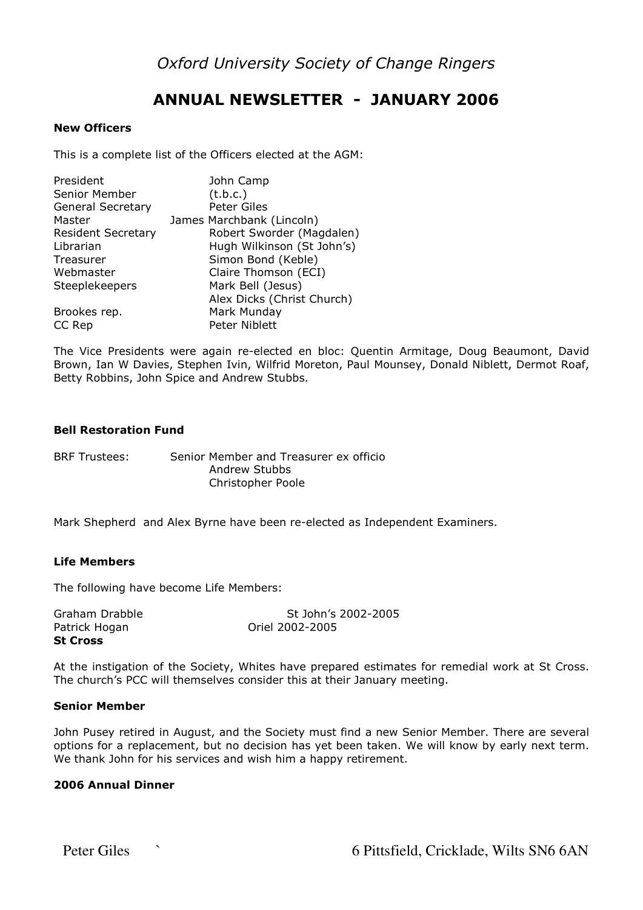*Oxford University Society of Change Ringers*

# ANNUAL NEWSLETTER - JANUARY 2006

**New Officers**

This is a complete list of the Officers elected at the AGM:

| | |
|---|---|
| President | John Camp |
| Senior Member | (t.b.c.) |
| General Secretary | Peter Giles |
| Master | James Marchbank (Lincoln) |
| Resident Secretary | Robert Sworder (Magdalen) |
| Librarian | Hugh Wilkinson (St John's) |
| Treasurer | Simon Bond (Keble) |
| Webmaster | Claire Thomson (ECI) |
| Steeplekeepers | Mark Bell (Jesus) |
| | Alex Dicks (Christ Church) |
| Brookes rep. | Mark Munday |
| CC Rep | Peter Niblett |

The Vice Presidents were again re-elected en bloc: Quentin Armitage, Doug Beaumont, David Brown, Ian W Davies, Stephen Ivin, Wilfrid Moreton, Paul Mounsey, Donald Niblett, Dermot Roaf, Betty Robbins, John Spice and Andrew Stubbs.

**Bell Restoration Fund**

BRF Trustees: Senior Member and Treasurer ex officio
Andrew Stubbs
Christopher Poole

Mark Shepherd and Alex Byrne have been re-elected as Independent Examiners.

**Life Members**

The following have become Life Members:

| | |
|---|---|
| Graham Drabble | St John's 2002-2005 |
| Patrick Hogan | Oriel 2002-2005 |

**St Cross**

At the instigation of the Society, Whites have prepared estimates for remedial work at St Cross. The church's PCC will themselves consider this at their January meeting.

**Senior Member**

John Pusey retired in August, and the Society must find a new Senior Member. There are several options for a replacement, but no decision has yet been taken. We will know by early next term. We thank John for his services and wish him a happy retirement.

**2006 Annual Dinner**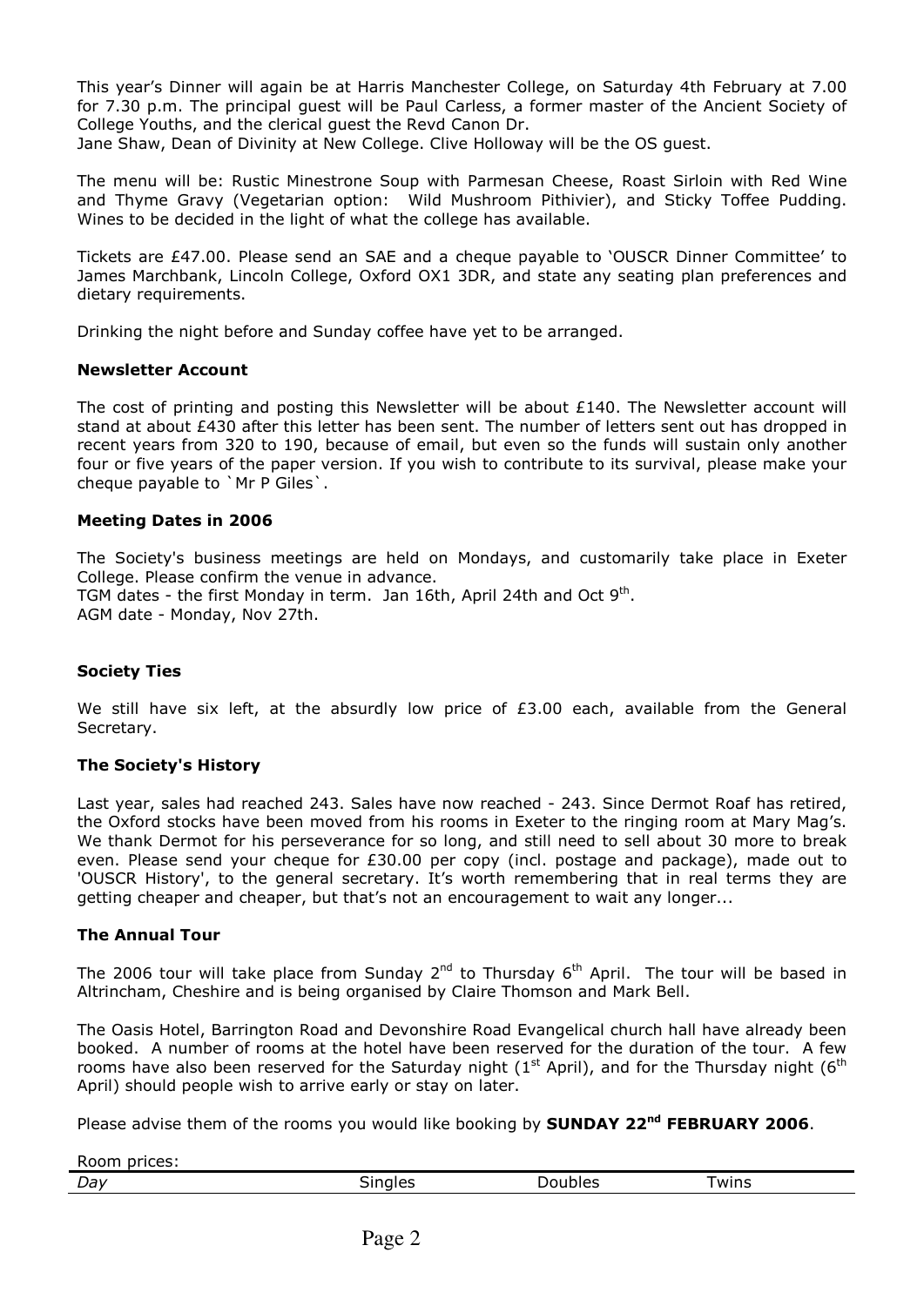This year's Dinner will again be at Harris Manchester College, on Saturday 4th February at 7.00 for 7.30 p.m. The principal guest will be Paul Carless, a former master of the Ancient Society of College Youths, and the clerical guest the Revd Canon Dr.
Jane Shaw, Dean of Divinity at New College. Clive Holloway will be the OS guest.

The menu will be: Rustic Minestrone Soup with Parmesan Cheese, Roast Sirloin with Red Wine and Thyme Gravy (Vegetarian option: Wild Mushroom Pithivier), and Sticky Toffee Pudding. Wines to be decided in the light of what the college has available.

Tickets are £47.00. Please send an SAE and a cheque payable to 'OUSCR Dinner Committee' to James Marchbank, Lincoln College, Oxford OX1 3DR, and state any seating plan preferences and dietary requirements.

Drinking the night before and Sunday coffee have yet to be arranged.

### Newsletter Account

The cost of printing and posting this Newsletter will be about £140. The Newsletter account will stand at about £430 after this letter has been sent. The number of letters sent out has dropped in recent years from 320 to 190, because of email, but even so the funds will sustain only another four or five years of the paper version. If you wish to contribute to its survival, please make your cheque payable to `Mr P Giles`.

### Meeting Dates in 2006

The Society's business meetings are held on Mondays, and customarily take place in Exeter College. Please confirm the venue in advance.
TGM dates - the first Monday in term. Jan 16th, April 24th and Oct 9th.
AGM date - Monday, Nov 27th.

### Society Ties

We still have six left, at the absurdly low price of £3.00 each, available from the General Secretary.

### The Society's History

Last year, sales had reached 243. Sales have now reached - 243. Since Dermot Roaf has retired, the Oxford stocks have been moved from his rooms in Exeter to the ringing room at Mary Mag's. We thank Dermot for his perseverance for so long, and still need to sell about 30 more to break even. Please send your cheque for £30.00 per copy (incl. postage and package), made out to 'OUSCR History', to the general secretary. It's worth remembering that in real terms they are getting cheaper and cheaper, but that's not an encouragement to wait any longer...

### The Annual Tour

The 2006 tour will take place from Sunday 2nd to Thursday 6th April. The tour will be based in Altrincham, Cheshire and is being organised by Claire Thomson and Mark Bell.

The Oasis Hotel, Barrington Road and Devonshire Road Evangelical church hall have already been booked. A number of rooms at the hotel have been reserved for the duration of the tour. A few rooms have also been reserved for the Saturday night (1st April), and for the Thursday night (6th April) should people wish to arrive early or stay on later.

Please advise them of the rooms you would like booking by **SUNDAY 22nd FEBRUARY 2006**.

Room prices:

| *Day* | Singles | Doubles | Twins |
|---|---|---|---|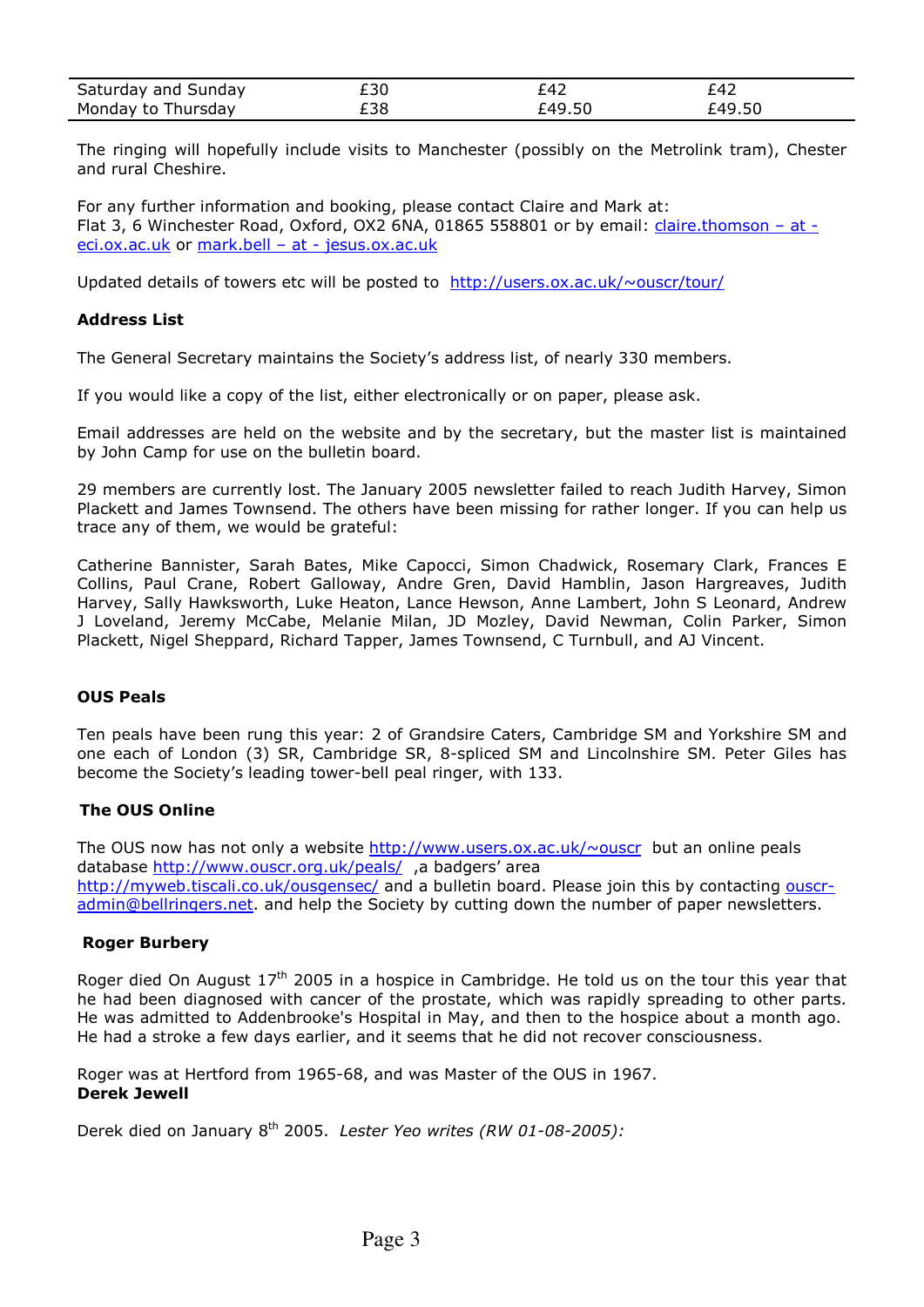| | | | |
|---|---|---|---|
| Saturday and Sunday | £30 | £42 | £42 |
| Monday to Thursday | £38 | £49.50 | £49.50 |

The ringing will hopefully include visits to Manchester (possibly on the Metrolink tram), Chester and rural Cheshire.

For any further information and booking, please contact Claire and Mark at:
Flat 3, 6 Winchester Road, Oxford, OX2 6NA, 01865 558801 or by email: claire.thomson – at - eci.ox.ac.uk or mark.bell – at - jesus.ox.ac.uk

Updated details of towers etc will be posted to http://users.ox.ac.uk/~ouscr/tour/

**Address List**

The General Secretary maintains the Society's address list, of nearly 330 members.

If you would like a copy of the list, either electronically or on paper, please ask.

Email addresses are held on the website and by the secretary, but the master list is maintained by John Camp for use on the bulletin board.

29 members are currently lost. The January 2005 newsletter failed to reach Judith Harvey, Simon Plackett and James Townsend. The others have been missing for rather longer. If you can help us trace any of them, we would be grateful:

Catherine Bannister, Sarah Bates, Mike Capocci, Simon Chadwick, Rosemary Clark, Frances E Collins, Paul Crane, Robert Galloway, Andre Gren, David Hamblin, Jason Hargreaves, Judith Harvey, Sally Hawksworth, Luke Heaton, Lance Hewson, Anne Lambert, John S Leonard, Andrew J Loveland, Jeremy McCabe, Melanie Milan, JD Mozley, David Newman, Colin Parker, Simon Plackett, Nigel Sheppard, Richard Tapper, James Townsend, C Turnbull, and AJ Vincent.

**OUS Peals**

Ten peals have been rung this year: 2 of Grandsire Caters, Cambridge SM and Yorkshire SM and one each of London (3) SR, Cambridge SR, 8-spliced SM and Lincolnshire SM. Peter Giles has become the Society's leading tower-bell peal ringer, with 133.

**The OUS Online**

The OUS now has not only a website http://www.users.ox.ac.uk/~ouscr but an online peals database http://www.ouscr.org.uk/peals/ ,a badgers' area http://myweb.tiscali.co.uk/ousgensec/ and a bulletin board. Please join this by contacting ouscr-admin@bellringers.net. and help the Society by cutting down the number of paper newsletters.

**Roger Burbery**

Roger died On August 17th 2005 in a hospice in Cambridge. He told us on the tour this year that he had been diagnosed with cancer of the prostate, which was rapidly spreading to other parts. He was admitted to Addenbrooke's Hospital in May, and then to the hospice about a month ago. He had a stroke a few days earlier, and it seems that he did not recover consciousness.

Roger was at Hertford from 1965-68, and was Master of the OUS in 1967.

**Derek Jewell**

Derek died on January 8th 2005. *Lester Yeo writes (RW 01-08-2005):*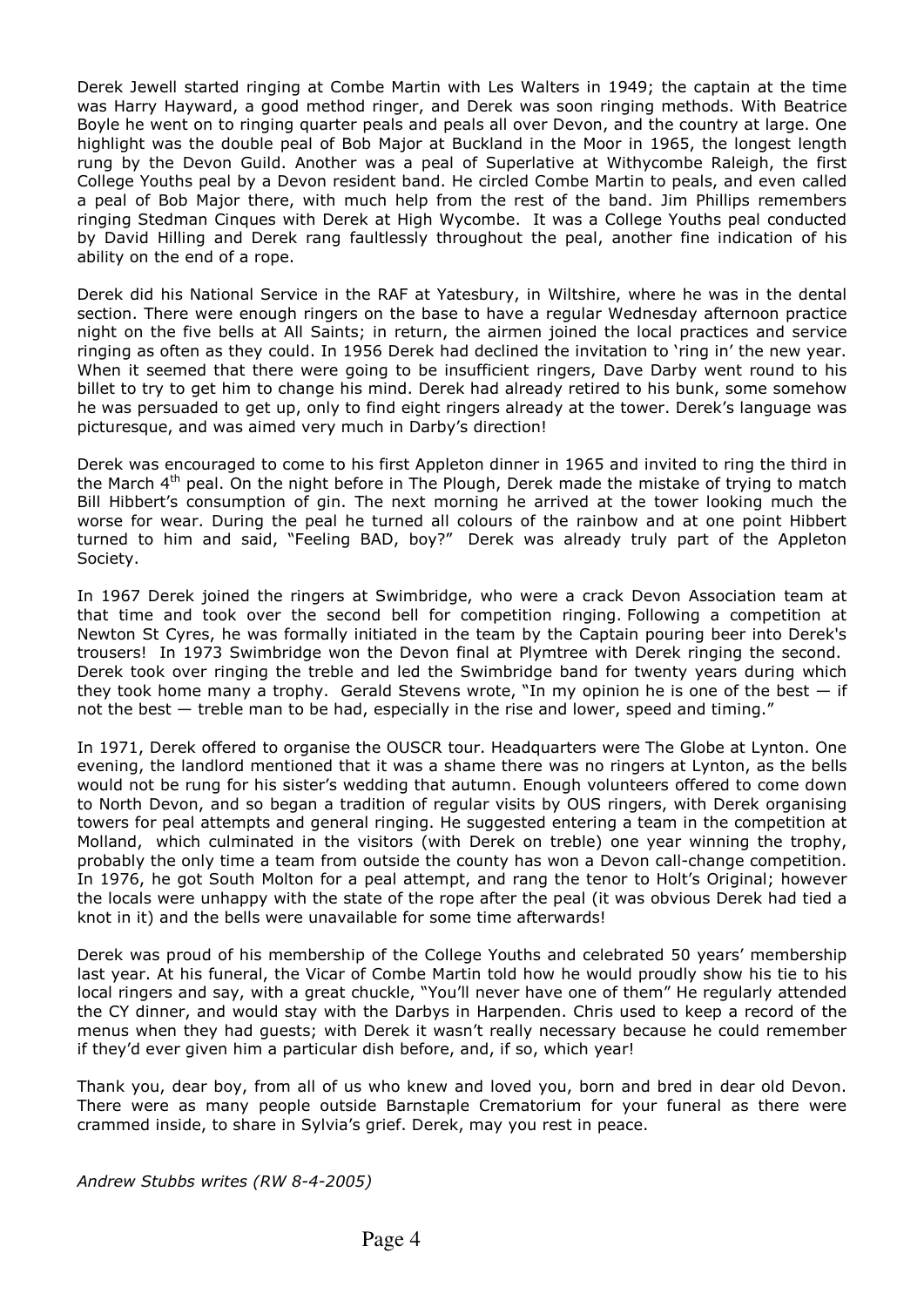Derek Jewell started ringing at Combe Martin with Les Walters in 1949; the captain at the time was Harry Hayward, a good method ringer, and Derek was soon ringing methods. With Beatrice Boyle he went on to ringing quarter peals and peals all over Devon, and the country at large. One highlight was the double peal of Bob Major at Buckland in the Moor in 1965, the longest length rung by the Devon Guild. Another was a peal of Superlative at Withycombe Raleigh, the first College Youths peal by a Devon resident band. He circled Combe Martin to peals, and even called a peal of Bob Major there, with much help from the rest of the band. Jim Phillips remembers ringing Stedman Cinques with Derek at High Wycombe. It was a College Youths peal conducted by David Hilling and Derek rang faultlessly throughout the peal, another fine indication of his ability on the end of a rope.

Derek did his National Service in the RAF at Yatesbury, in Wiltshire, where he was in the dental section. There were enough ringers on the base to have a regular Wednesday afternoon practice night on the five bells at All Saints; in return, the airmen joined the local practices and service ringing as often as they could. In 1956 Derek had declined the invitation to 'ring in' the new year. When it seemed that there were going to be insufficient ringers, Dave Darby went round to his billet to try to get him to change his mind. Derek had already retired to his bunk, some somehow he was persuaded to get up, only to find eight ringers already at the tower. Derek's language was picturesque, and was aimed very much in Darby's direction!

Derek was encouraged to come to his first Appleton dinner in 1965 and invited to ring the third in the March 4th peal. On the night before in The Plough, Derek made the mistake of trying to match Bill Hibbert's consumption of gin. The next morning he arrived at the tower looking much the worse for wear. During the peal he turned all colours of the rainbow and at one point Hibbert turned to him and said, "Feeling BAD, boy?" Derek was already truly part of the Appleton Society.

In 1967 Derek joined the ringers at Swimbridge, who were a crack Devon Association team at that time and took over the second bell for competition ringing. Following a competition at Newton St Cyres, he was formally initiated in the team by the Captain pouring beer into Derek's trousers! In 1973 Swimbridge won the Devon final at Plymtree with Derek ringing the second. Derek took over ringing the treble and led the Swimbridge band for twenty years during which they took home many a trophy. Gerald Stevens wrote, "In my opinion he is one of the best — if not the best — treble man to be had, especially in the rise and lower, speed and timing."

In 1971, Derek offered to organise the OUSCR tour. Headquarters were The Globe at Lynton. One evening, the landlord mentioned that it was a shame there was no ringers at Lynton, as the bells would not be rung for his sister's wedding that autumn. Enough volunteers offered to come down to North Devon, and so began a tradition of regular visits by OUS ringers, with Derek organising towers for peal attempts and general ringing. He suggested entering a team in the competition at Molland, which culminated in the visitors (with Derek on treble) one year winning the trophy, probably the only time a team from outside the county has won a Devon call-change competition. In 1976, he got South Molton for a peal attempt, and rang the tenor to Holt's Original; however the locals were unhappy with the state of the rope after the peal (it was obvious Derek had tied a knot in it) and the bells were unavailable for some time afterwards!

Derek was proud of his membership of the College Youths and celebrated 50 years' membership last year. At his funeral, the Vicar of Combe Martin told how he would proudly show his tie to his local ringers and say, with a great chuckle, "You'll never have one of them" He regularly attended the CY dinner, and would stay with the Darbys in Harpenden. Chris used to keep a record of the menus when they had guests; with Derek it wasn't really necessary because he could remember if they'd ever given him a particular dish before, and, if so, which year!

Thank you, dear boy, from all of us who knew and loved you, born and bred in dear old Devon. There were as many people outside Barnstaple Crematorium for your funeral as there were crammed inside, to share in Sylvia's grief. Derek, may you rest in peace.

*Andrew Stubbs writes (RW 8-4-2005)*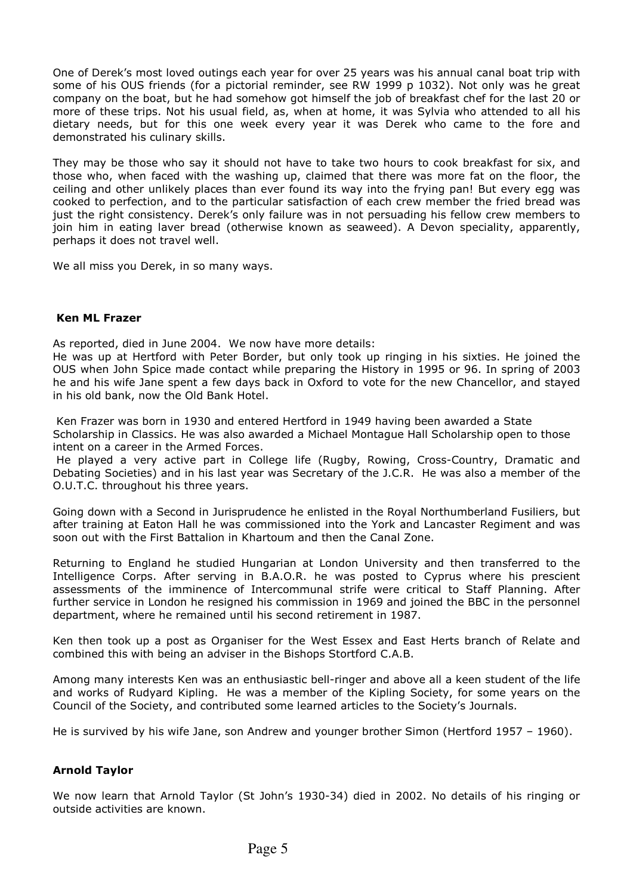One of Derek's most loved outings each year for over 25 years was his annual canal boat trip with some of his OUS friends (for a pictorial reminder, see RW 1999 p 1032). Not only was he great company on the boat, but he had somehow got himself the job of breakfast chef for the last 20 or more of these trips. Not his usual field, as, when at home, it was Sylvia who attended to all his dietary needs, but for this one week every year it was Derek who came to the fore and demonstrated his culinary skills.

They may be those who say it should not have to take two hours to cook breakfast for six, and those who, when faced with the washing up, claimed that there was more fat on the floor, the ceiling and other unlikely places than ever found its way into the frying pan! But every egg was cooked to perfection, and to the particular satisfaction of each crew member the fried bread was just the right consistency. Derek's only failure was in not persuading his fellow crew members to join him in eating laver bread (otherwise known as seaweed). A Devon speciality, apparently, perhaps it does not travel well.

We all miss you Derek, in so many ways.

### Ken ML Frazer

As reported, died in June 2004. We now have more details:
He was up at Hertford with Peter Border, but only took up ringing in his sixties. He joined the OUS when John Spice made contact while preparing the History in 1995 or 96. In spring of 2003 he and his wife Jane spent a few days back in Oxford to vote for the new Chancellor, and stayed in his old bank, now the Old Bank Hotel.

Ken Frazer was born in 1930 and entered Hertford in 1949 having been awarded a State Scholarship in Classics. He was also awarded a Michael Montague Hall Scholarship open to those intent on a career in the Armed Forces.
He played a very active part in College life (Rugby, Rowing, Cross-Country, Dramatic and Debating Societies) and in his last year was Secretary of the J.C.R. He was also a member of the O.U.T.C. throughout his three years.

Going down with a Second in Jurisprudence he enlisted in the Royal Northumberland Fusiliers, but after training at Eaton Hall he was commissioned into the York and Lancaster Regiment and was soon out with the First Battalion in Khartoum and then the Canal Zone.

Returning to England he studied Hungarian at London University and then transferred to the Intelligence Corps. After serving in B.A.O.R. he was posted to Cyprus where his prescient assessments of the imminence of Intercommunal strife were critical to Staff Planning. After further service in London he resigned his commission in 1969 and joined the BBC in the personnel department, where he remained until his second retirement in 1987.

Ken then took up a post as Organiser for the West Essex and East Herts branch of Relate and combined this with being an adviser in the Bishops Stortford C.A.B.

Among many interests Ken was an enthusiastic bell-ringer and above all a keen student of the life and works of Rudyard Kipling. He was a member of the Kipling Society, for some years on the Council of the Society, and contributed some learned articles to the Society's Journals.

He is survived by his wife Jane, son Andrew and younger brother Simon (Hertford 1957 – 1960).

### Arnold Taylor

We now learn that Arnold Taylor (St John's 1930-34) died in 2002. No details of his ringing or outside activities are known.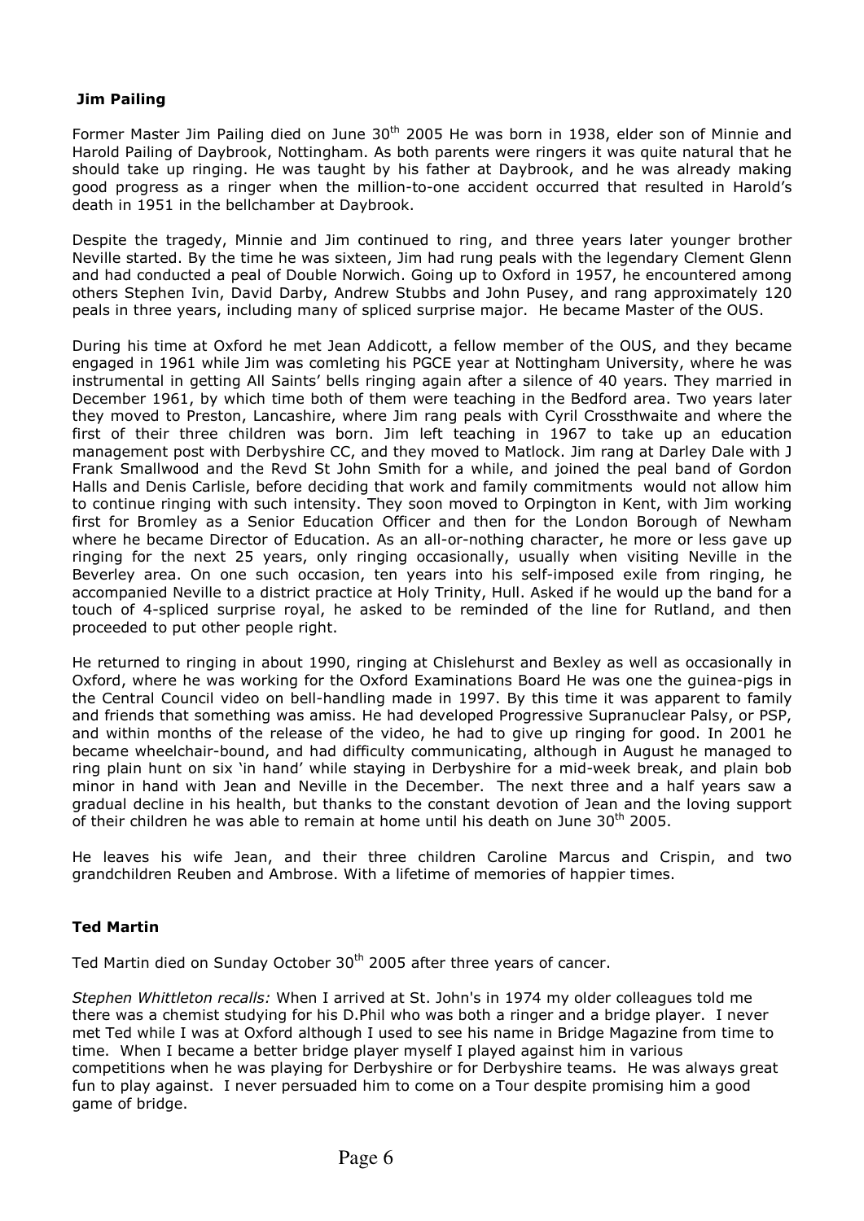### **Jim Pailing**

Former Master Jim Pailing died on June 30th 2005 He was born in 1938, elder son of Minnie and Harold Pailing of Daybrook, Nottingham. As both parents were ringers it was quite natural that he should take up ringing. He was taught by his father at Daybrook, and he was already making good progress as a ringer when the million-to-one accident occurred that resulted in Harold's death in 1951 in the bellchamber at Daybrook.

Despite the tragedy, Minnie and Jim continued to ring, and three years later younger brother Neville started. By the time he was sixteen, Jim had rung peals with the legendary Clement Glenn and had conducted a peal of Double Norwich. Going up to Oxford in 1957, he encountered among others Stephen Ivin, David Darby, Andrew Stubbs and John Pusey, and rang approximately 120 peals in three years, including many of spliced surprise major. He became Master of the OUS.

During his time at Oxford he met Jean Addicott, a fellow member of the OUS, and they became engaged in 1961 while Jim was comleting his PGCE year at Nottingham University, where he was instrumental in getting All Saints' bells ringing again after a silence of 40 years. They married in December 1961, by which time both of them were teaching in the Bedford area. Two years later they moved to Preston, Lancashire, where Jim rang peals with Cyril Crossthwaite and where the first of their three children was born. Jim left teaching in 1967 to take up an education management post with Derbyshire CC, and they moved to Matlock. Jim rang at Darley Dale with J Frank Smallwood and the Revd St John Smith for a while, and joined the peal band of Gordon Halls and Denis Carlisle, before deciding that work and family commitments would not allow him to continue ringing with such intensity. They soon moved to Orpington in Kent, with Jim working first for Bromley as a Senior Education Officer and then for the London Borough of Newham where he became Director of Education. As an all-or-nothing character, he more or less gave up ringing for the next 25 years, only ringing occasionally, usually when visiting Neville in the Beverley area. On one such occasion, ten years into his self-imposed exile from ringing, he accompanied Neville to a district practice at Holy Trinity, Hull. Asked if he would up the band for a touch of 4-spliced surprise royal, he asked to be reminded of the line for Rutland, and then proceeded to put other people right.

He returned to ringing in about 1990, ringing at Chislehurst and Bexley as well as occasionally in Oxford, where he was working for the Oxford Examinations Board He was one the guinea-pigs in the Central Council video on bell-handling made in 1997. By this time it was apparent to family and friends that something was amiss. He had developed Progressive Supranuclear Palsy, or PSP, and within months of the release of the video, he had to give up ringing for good. In 2001 he became wheelchair-bound, and had difficulty communicating, although in August he managed to ring plain hunt on six 'in hand' while staying in Derbyshire for a mid-week break, and plain bob minor in hand with Jean and Neville in the December. The next three and a half years saw a gradual decline in his health, but thanks to the constant devotion of Jean and the loving support of their children he was able to remain at home until his death on June 30th 2005.

He leaves his wife Jean, and their three children Caroline Marcus and Crispin, and two grandchildren Reuben and Ambrose. With a lifetime of memories of happier times.

### **Ted Martin**

Ted Martin died on Sunday October 30th 2005 after three years of cancer.

*Stephen Whittleton recalls:* When I arrived at St. John's in 1974 my older colleagues told me there was a chemist studying for his D.Phil who was both a ringer and a bridge player. I never met Ted while I was at Oxford although I used to see his name in Bridge Magazine from time to time. When I became a better bridge player myself I played against him in various competitions when he was playing for Derbyshire or for Derbyshire teams. He was always great fun to play against. I never persuaded him to come on a Tour despite promising him a good game of bridge.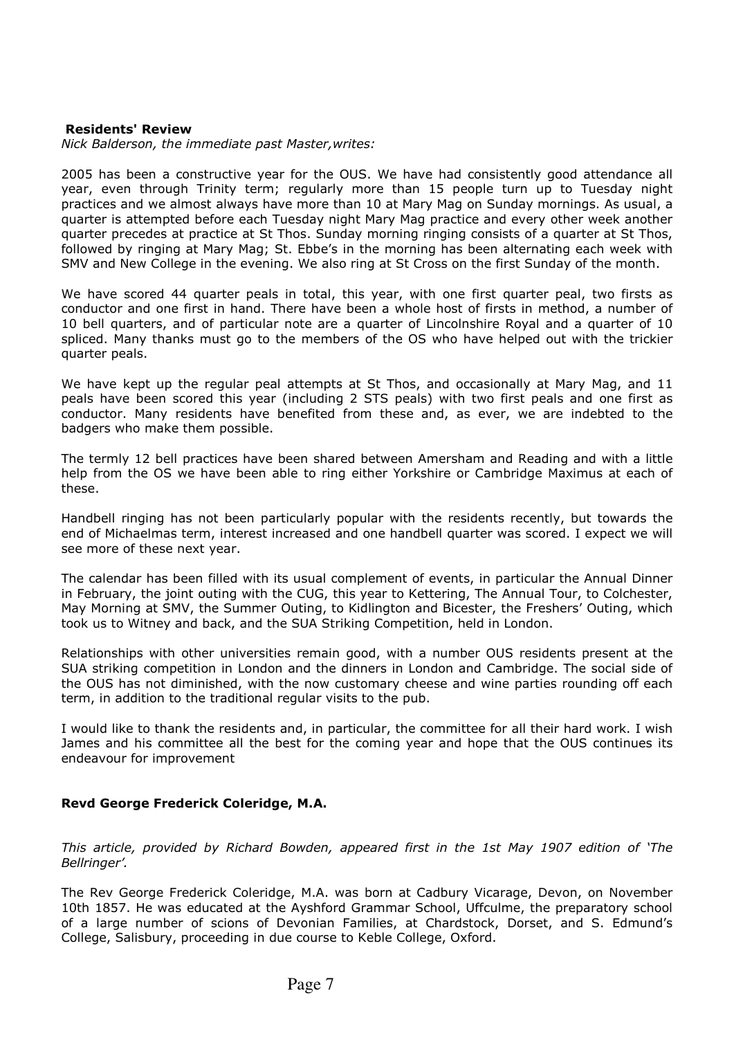**Residents' Review**

*Nick Balderson, the immediate past Master,writes:*

2005 has been a constructive year for the OUS. We have had consistently good attendance all year, even through Trinity term; regularly more than 15 people turn up to Tuesday night practices and we almost always have more than 10 at Mary Mag on Sunday mornings. As usual, a quarter is attempted before each Tuesday night Mary Mag practice and every other week another quarter precedes at practice at St Thos. Sunday morning ringing consists of a quarter at St Thos, followed by ringing at Mary Mag; St. Ebbe's in the morning has been alternating each week with SMV and New College in the evening. We also ring at St Cross on the first Sunday of the month.

We have scored 44 quarter peals in total, this year, with one first quarter peal, two firsts as conductor and one first in hand. There have been a whole host of firsts in method, a number of 10 bell quarters, and of particular note are a quarter of Lincolnshire Royal and a quarter of 10 spliced. Many thanks must go to the members of the OS who have helped out with the trickier quarter peals.

We have kept up the regular peal attempts at St Thos, and occasionally at Mary Mag, and 11 peals have been scored this year (including 2 STS peals) with two first peals and one first as conductor. Many residents have benefited from these and, as ever, we are indebted to the badgers who make them possible.

The termly 12 bell practices have been shared between Amersham and Reading and with a little help from the OS we have been able to ring either Yorkshire or Cambridge Maximus at each of these.

Handbell ringing has not been particularly popular with the residents recently, but towards the end of Michaelmas term, interest increased and one handbell quarter was scored. I expect we will see more of these next year.

The calendar has been filled with its usual complement of events, in particular the Annual Dinner in February, the joint outing with the CUG, this year to Kettering, The Annual Tour, to Colchester, May Morning at SMV, the Summer Outing, to Kidlington and Bicester, the Freshers' Outing, which took us to Witney and back, and the SUA Striking Competition, held in London.

Relationships with other universities remain good, with a number OUS residents present at the SUA striking competition in London and the dinners in London and Cambridge. The social side of the OUS has not diminished, with the now customary cheese and wine parties rounding off each term, in addition to the traditional regular visits to the pub.

I would like to thank the residents and, in particular, the committee for all their hard work. I wish James and his committee all the best for the coming year and hope that the OUS continues its endeavour for improvement

**Revd George Frederick Coleridge, M.A.**

*This article, provided by Richard Bowden, appeared first in the 1st May 1907 edition of 'The Bellringer'.*

The Rev George Frederick Coleridge, M.A. was born at Cadbury Vicarage, Devon, on November 10th 1857. He was educated at the Ayshford Grammar School, Uffculme, the preparatory school of a large number of scions of Devonian Families, at Chardstock, Dorset, and S. Edmund's College, Salisbury, proceeding in due course to Keble College, Oxford.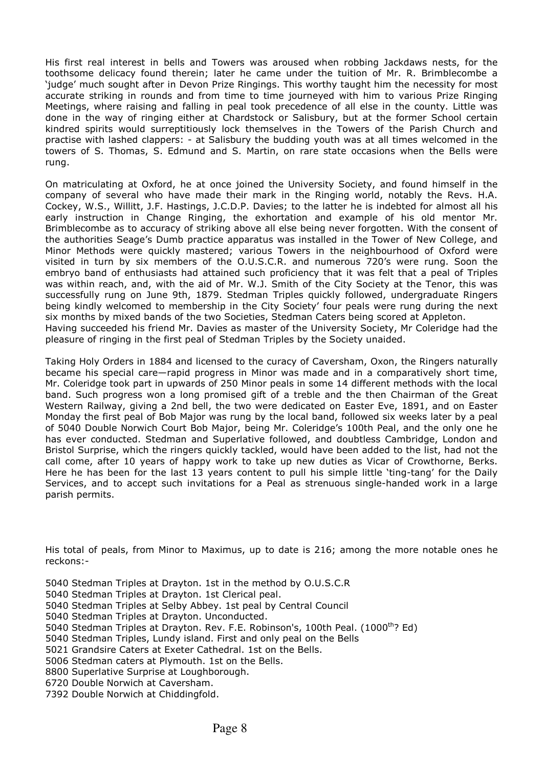His first real interest in bells and Towers was aroused when robbing Jackdaws nests, for the toothsome delicacy found therein; later he came under the tuition of Mr. R. Brimblecombe a 'judge' much sought after in Devon Prize Ringings. This worthy taught him the necessity for most accurate striking in rounds and from time to time journeyed with him to various Prize Ringing Meetings, where raising and falling in peal took precedence of all else in the county. Little was done in the way of ringing either at Chardstock or Salisbury, but at the former School certain kindred spirits would surreptitiously lock themselves in the Towers of the Parish Church and practise with lashed clappers: - at Salisbury the budding youth was at all times welcomed in the towers of S. Thomas, S. Edmund and S. Martin, on rare state occasions when the Bells were rung.

On matriculating at Oxford, he at once joined the University Society, and found himself in the company of several who have made their mark in the Ringing world, notably the Revs. H.A. Cockey, W.S., Willitt, J.F. Hastings, J.C.D.P. Davies; to the latter he is indebted for almost all his early instruction in Change Ringing, the exhortation and example of his old mentor Mr. Brimblecombe as to accuracy of striking above all else being never forgotten. With the consent of the authorities Seage's Dumb practice apparatus was installed in the Tower of New College, and Minor Methods were quickly mastered; various Towers in the neighbourhood of Oxford were visited in turn by six members of the O.U.S.C.R. and numerous 720's were rung. Soon the embryo band of enthusiasts had attained such proficiency that it was felt that a peal of Triples was within reach, and, with the aid of Mr. W.J. Smith of the City Society at the Tenor, this was successfully rung on June 9th, 1879. Stedman Triples quickly followed, undergraduate Ringers being kindly welcomed to membership in the City Society' four peals were rung during the next six months by mixed bands of the two Societies, Stedman Caters being scored at Appleton.
Having succeeded his friend Mr. Davies as master of the University Society, Mr Coleridge had the pleasure of ringing in the first peal of Stedman Triples by the Society unaided.

Taking Holy Orders in 1884 and licensed to the curacy of Caversham, Oxon, the Ringers naturally became his special care—rapid progress in Minor was made and in a comparatively short time, Mr. Coleridge took part in upwards of 250 Minor peals in some 14 different methods with the local band. Such progress won a long promised gift of a treble and the then Chairman of the Great Western Railway, giving a 2nd bell, the two were dedicated on Easter Eve, 1891, and on Easter Monday the first peal of Bob Major was rung by the local band, followed six weeks later by a peal of 5040 Double Norwich Court Bob Major, being Mr. Coleridge's 100th Peal, and the only one he has ever conducted. Stedman and Superlative followed, and doubtless Cambridge, London and Bristol Surprise, which the ringers quickly tackled, would have been added to the list, had not the call come, after 10 years of happy work to take up new duties as Vicar of Crowthorne, Berks. Here he has been for the last 13 years content to pull his simple little 'ting-tang' for the Daily Services, and to accept such invitations for a Peal as strenuous single-handed work in a large parish permits.

His total of peals, from Minor to Maximus, up to date is 216; among the more notable ones he reckons:-

5040 Stedman Triples at Drayton. 1st in the method by O.U.S.C.R
5040 Stedman Triples at Drayton. 1st Clerical peal.
5040 Stedman Triples at Selby Abbey. 1st peal by Central Council
5040 Stedman Triples at Drayton. Unconducted.
5040 Stedman Triples at Drayton. Rev. F.E. Robinson's, 100th Peal. (1000th? Ed)
5040 Stedman Triples, Lundy island. First and only peal on the Bells
5021 Grandsire Caters at Exeter Cathedral. 1st on the Bells.
5006 Stedman caters at Plymouth. 1st on the Bells.
8800 Superlative Surprise at Loughborough.
6720 Double Norwich at Caversham.
7392 Double Norwich at Chiddingfold.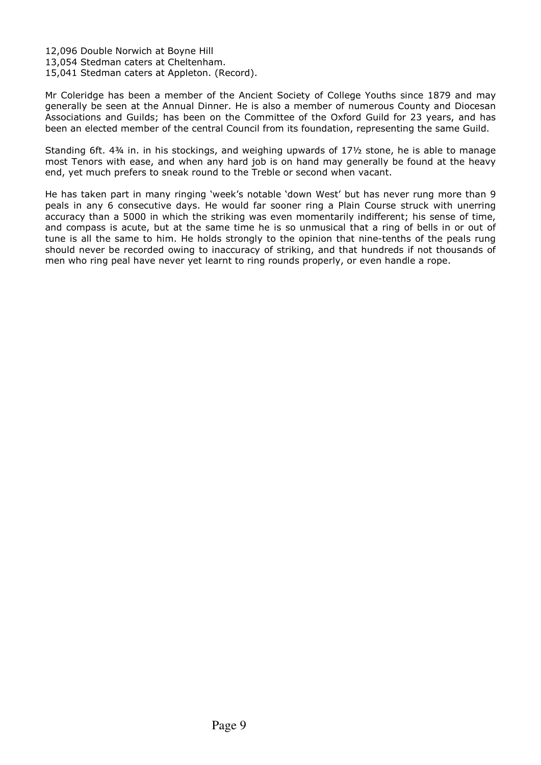12,096 Double Norwich at Boyne Hill
13,054 Stedman caters at Cheltenham.
15,041 Stedman caters at Appleton. (Record).

Mr Coleridge has been a member of the Ancient Society of College Youths since 1879 and may generally be seen at the Annual Dinner. He is also a member of numerous County and Diocesan Associations and Guilds; has been on the Committee of the Oxford Guild for 23 years, and has been an elected member of the central Council from its foundation, representing the same Guild.

Standing 6ft. 4¾ in. in his stockings, and weighing upwards of 17½ stone, he is able to manage most Tenors with ease, and when any hard job is on hand may generally be found at the heavy end, yet much prefers to sneak round to the Treble or second when vacant.

He has taken part in many ringing 'week's notable 'down West' but has never rung more than 9 peals in any 6 consecutive days. He would far sooner ring a Plain Course struck with unerring accuracy than a 5000 in which the striking was even momentarily indifferent; his sense of time, and compass is acute, but at the same time he is so unmusical that a ring of bells in or out of tune is all the same to him. He holds strongly to the opinion that nine-tenths of the peals rung should never be recorded owing to inaccuracy of striking, and that hundreds if not thousands of men who ring peal have never yet learnt to ring rounds properly, or even handle a rope.